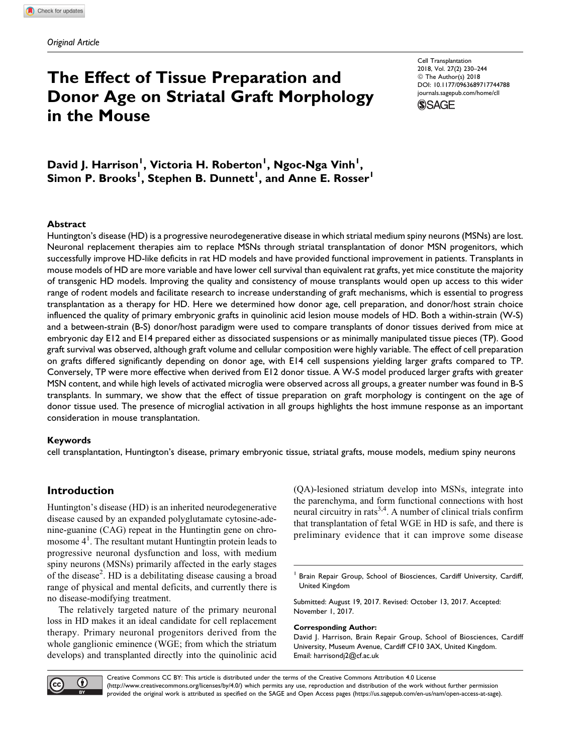*Original Article*

# The Effect of Tissue Preparation and Donor Age on Striatal Graft Morphology in the Mouse

Cell Transplantation
2018, Vol. 27(2) 230–244
© The Author(s) 2018
DOI: 10.1177/0963689717744788
journals.sagepub.com/home/cll

**David J. Harrison[1], Victoria H. Roberton[1], Ngoc-Nga Vinh[1], Simon P. Brooks[1], Stephen B. Dunnett[1], and Anne E. Rosser[1]**

## Abstract

Huntington's disease (HD) is a progressive neurodegenerative disease in which striatal medium spiny neurons (MSNs) are lost. Neuronal replacement therapies aim to replace MSNs through striatal transplantation of donor MSN progenitors, which successfully improve HD-like deficits in rat HD models and have provided functional improvement in patients. Transplants in mouse models of HD are more variable and have lower cell survival than equivalent rat grafts, yet mice constitute the majority of transgenic HD models. Improving the quality and consistency of mouse transplants would open up access to this wider range of rodent models and facilitate research to increase understanding of graft mechanisms, which is essential to progress transplantation as a therapy for HD. Here we determined how donor age, cell preparation, and donor/host strain choice influenced the quality of primary embryonic grafts in quinolinic acid lesion mouse models of HD. Both a within-strain (W-S) and a between-strain (B-S) donor/host paradigm were used to compare transplants of donor tissues derived from mice at embryonic day E12 and E14 prepared either as dissociated suspensions or as minimally manipulated tissue pieces (TP). Good graft survival was observed, although graft volume and cellular composition were highly variable. The effect of cell preparation on grafts differed significantly depending on donor age, with E14 cell suspensions yielding larger grafts compared to TP. Conversely, TP were more effective when derived from E12 donor tissue. A W-S model produced larger grafts with greater MSN content, and while high levels of activated microglia were observed across all groups, a greater number was found in B-S transplants. In summary, we show that the effect of tissue preparation on graft morphology is contingent on the age of donor tissue used. The presence of microglial activation in all groups highlights the host immune response as an important consideration in mouse transplantation.

### Keywords

cell transplantation, Huntington's disease, primary embryonic tissue, striatal grafts, mouse models, medium spiny neurons

## Introduction

Huntington's disease (HD) is an inherited neurodegenerative disease caused by an expanded polyglutamate cytosine-adenine-guanine (CAG) repeat in the Huntingtin gene on chromosome 4[1]. The resultant mutant Huntingtin protein leads to progressive neuronal dysfunction and loss, with medium spiny neurons (MSNs) primarily affected in the early stages of the disease[2]. HD is a debilitating disease causing a broad range of physical and mental deficits, and currently there is no disease-modifying treatment.

The relatively targeted nature of the primary neuronal loss in HD makes it an ideal candidate for cell replacement therapy. Primary neuronal progenitors derived from the whole ganglionic eminence (WGE; from which the striatum develops) and transplanted directly into the quinolinic acid (QA)-lesioned striatum develop into MSNs, integrate into the parenchyma, and form functional connections with host neural circuitry in rats[3,4]. A number of clinical trials confirm that transplantation of fetal WGE in HD is safe, and there is preliminary evidence that it can improve some disease

[1] Brain Repair Group, School of Biosciences, Cardiff University, Cardiff, United Kingdom

Submitted: August 19, 2017. Revised: October 13, 2017. Accepted: November 1, 2017.

**Corresponding Author:**
David J. Harrison, Brain Repair Group, School of Biosciences, Cardiff University, Museum Avenue, Cardiff CF10 3AX, United Kingdom.
Email: harrisondj2@cf.ac.uk

Creative Commons CC BY: This article is distributed under the terms of the Creative Commons Attribution 4.0 License (http://www.creativecommons.org/licenses/by/4.0/) which permits any use, reproduction and distribution of the work without further permission provided the original work is attributed as specified on the SAGE and Open Access pages (https://us.sagepub.com/en-us/nam/open-access-at-sage).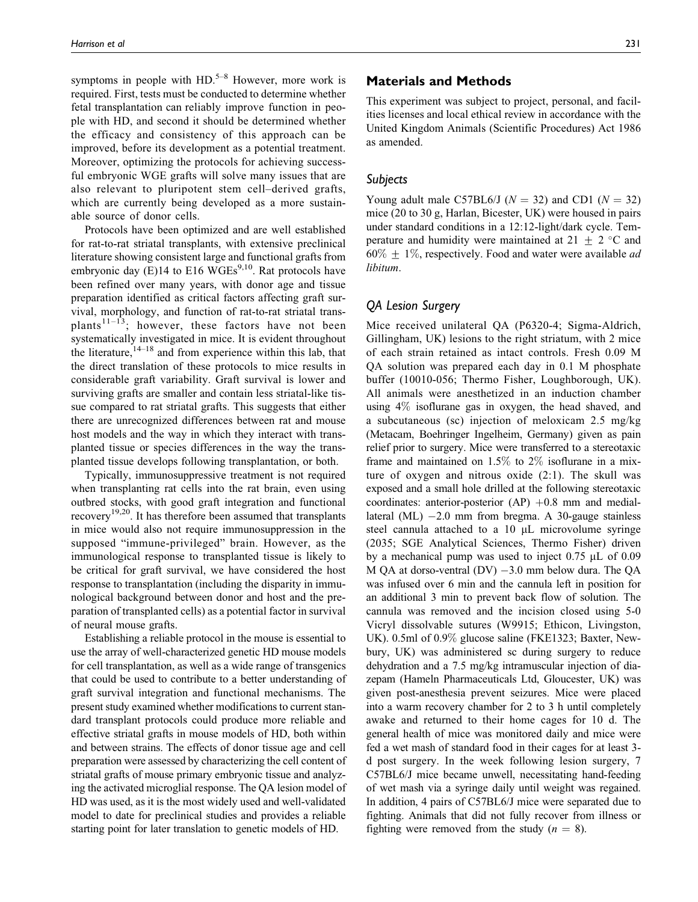symptoms in people with HD.[5–8] However, more work is required. First, tests must be conducted to determine whether fetal transplantation can reliably improve function in people with HD, and second it should be determined whether the efficacy and consistency of this approach can be improved, before its development as a potential treatment. Moreover, optimizing the protocols for achieving successful embryonic WGE grafts will solve many issues that are also relevant to pluripotent stem cell–derived grafts, which are currently being developed as a more sustainable source of donor cells.

Protocols have been optimized and are well established for rat-to-rat striatal transplants, with extensive preclinical literature showing consistent large and functional grafts from embryonic day (E)14 to E16 WGEs[9,10]. Rat protocols have been refined over many years, with donor age and tissue preparation identified as critical factors affecting graft survival, morphology, and function of rat-to-rat striatal transplants[11–13]; however, these factors have not been systematically investigated in mice. It is evident throughout the literature,[14–18] and from experience within this lab, that the direct translation of these protocols to mice results in considerable graft variability. Graft survival is lower and surviving grafts are smaller and contain less striatal-like tissue compared to rat striatal grafts. This suggests that either there are unrecognized differences between rat and mouse host models and the way in which they interact with transplanted tissue or species differences in the way the transplanted tissue develops following transplantation, or both.

Typically, immunosuppressive treatment is not required when transplanting rat cells into the rat brain, even using outbred stocks, with good graft integration and functional recovery[19,20]. It has therefore been assumed that transplants in mice would also not require immunosuppression in the supposed "immune-privileged" brain. However, as the immunological response to transplanted tissue is likely to be critical for graft survival, we have considered the host response to transplantation (including the disparity in immunological background between donor and host and the preparation of transplanted cells) as a potential factor in survival of neural mouse grafts.

Establishing a reliable protocol in the mouse is essential to use the array of well-characterized genetic HD mouse models for cell transplantation, as well as a wide range of transgenics that could be used to contribute to a better understanding of graft survival integration and functional mechanisms. The present study examined whether modifications to current standard transplant protocols could produce more reliable and effective striatal grafts in mouse models of HD, both within and between strains. The effects of donor tissue age and cell preparation were assessed by characterizing the cell content of striatal grafts of mouse primary embryonic tissue and analyzing the activated microglial response. The QA lesion model of HD was used, as it is the most widely used and well-validated model to date for preclinical studies and provides a reliable starting point for later translation to genetic models of HD.

## Materials and Methods

This experiment was subject to project, personal, and facilities licenses and local ethical review in accordance with the United Kingdom Animals (Scientific Procedures) Act 1986 as amended.

### Subjects

Young adult male C57BL6/J ($N = 32$) and CD1 ($N = 32$) mice (20 to 30 g, Harlan, Bicester, UK) were housed in pairs under standard conditions in a 12:12-light/dark cycle. Temperature and humidity were maintained at $21 \pm 2$ °C and $60\% \pm 1\%$, respectively. Food and water were available *ad libitum*.

### QA Lesion Surgery

Mice received unilateral QA (P6320-4; Sigma-Aldrich, Gillingham, UK) lesions to the right striatum, with 2 mice of each strain retained as intact controls. Fresh 0.09 M QA solution was prepared each day in 0.1 M phosphate buffer (10010-056; Thermo Fisher, Loughborough, UK). All animals were anesthetized in an induction chamber using 4% isoflurane gas in oxygen, the head shaved, and a subcutaneous (sc) injection of meloxicam 2.5 mg/kg (Metacam, Boehringer Ingelheim, Germany) given as pain relief prior to surgery. Mice were transferred to a stereotaxic frame and maintained on 1.5% to 2% isoflurane in a mixture of oxygen and nitrous oxide (2:1). The skull was exposed and a small hole drilled at the following stereotaxic coordinates: anterior-posterior (AP) +0.8 mm and medial-lateral (ML) −2.0 mm from bregma. A 30-gauge stainless steel cannula attached to a 10 μL microvolume syringe (2035; SGE Analytical Sciences, Thermo Fisher) driven by a mechanical pump was used to inject 0.75 μL of 0.09 M QA at dorso-ventral (DV) −3.0 mm below dura. The QA was infused over 6 min and the cannula left in position for an additional 3 min to prevent back flow of solution. The cannula was removed and the incision closed using 5-0 Vicryl dissolvable sutures (W9915; Ethicon, Livingston, UK). 0.5ml of 0.9% glucose saline (FKE1323; Baxter, Newbury, UK) was administered sc during surgery to reduce dehydration and a 7.5 mg/kg intramuscular injection of diazepam (Hameln Pharmaceuticals Ltd, Gloucester, UK) was given post-anesthesia prevent seizures. Mice were placed into a warm recovery chamber for 2 to 3 h until completely awake and returned to their home cages for 10 d. The general health of mice was monitored daily and mice were fed a wet mash of standard food in their cages for at least 3-d post surgery. In the week following lesion surgery, 7 C57BL6/J mice became unwell, necessitating hand-feeding of wet mash via a syringe daily until weight was regained. In addition, 4 pairs of C57BL6/J mice were separated due to fighting. Animals that did not fully recover from illness or fighting were removed from the study ($n = 8$).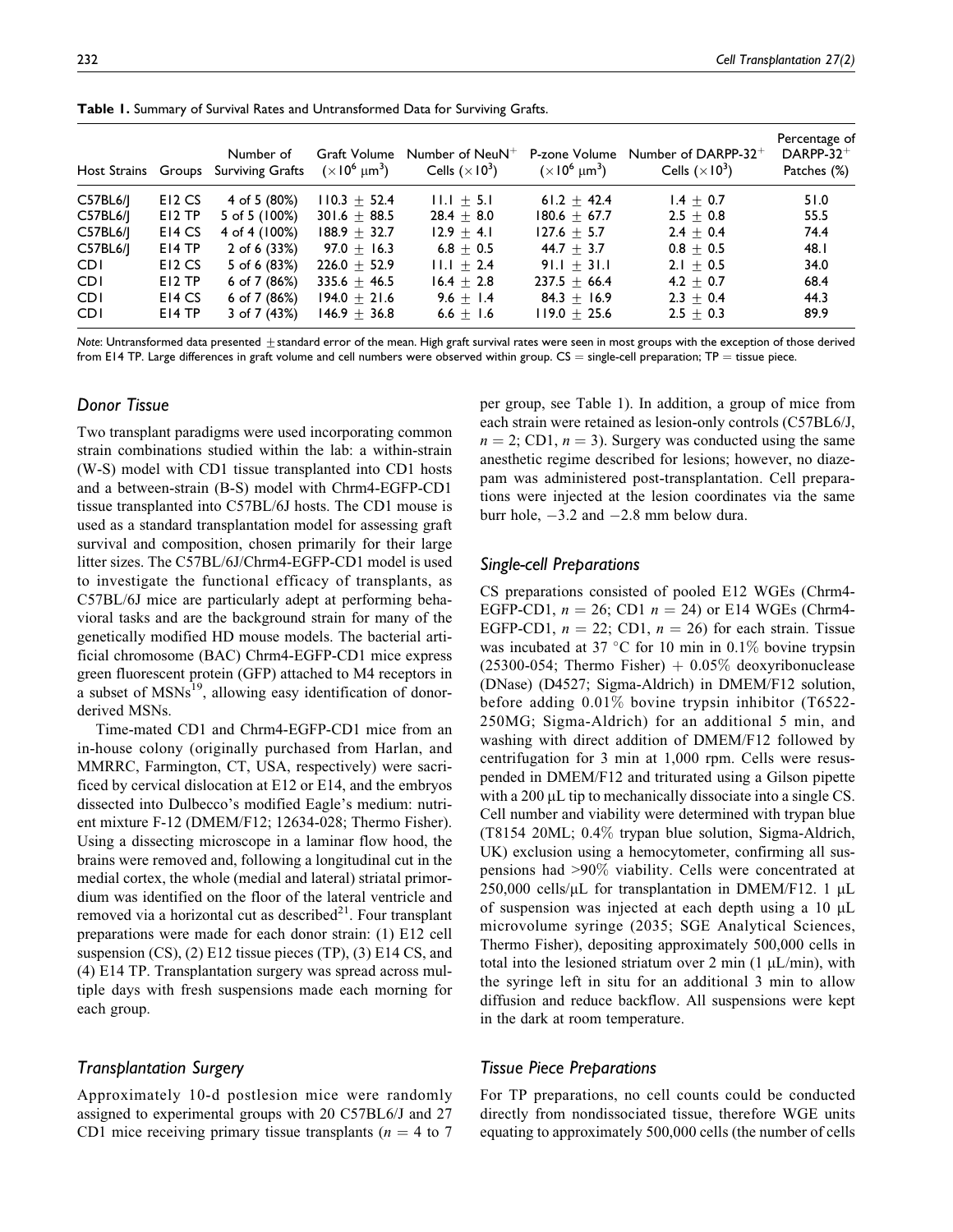**Table 1.** Summary of Survival Rates and Untransformed Data for Surviving Grafts.

| Host Strains | Groups | Number of Surviving Grafts | Graft Volume ($\times10^6$ μm$^3$) | Number of NeuN$^+$ Cells ($\times10^3$) | P-zone Volume ($\times10^6$ μm$^3$) | Number of DARPP-32$^+$ Cells ($\times10^3$) | Percentage of DARPP-32$^+$ Patches (%) |
|---|---|---|---|---|---|---|---|
| C57BL6/J | E12 CS | 4 of 5 (80%) | 110.3 ± 52.4 | 11.1 ± 5.1 | 61.2 ± 42.4 | 1.4 ± 0.7 | 51.0 |
| C57BL6/J | E12 TP | 5 of 5 (100%) | 301.6 ± 88.5 | 28.4 ± 8.0 | 180.6 ± 67.7 | 2.5 ± 0.8 | 55.5 |
| C57BL6/J | E14 CS | 4 of 4 (100%) | 188.9 ± 32.7 | 12.9 ± 4.1 | 127.6 ± 5.7 | 2.4 ± 0.4 | 74.4 |
| C57BL6/J | E14 TP | 2 of 6 (33%) | 97.0 ± 16.3 | 6.8 ± 0.5 | 44.7 ± 3.7 | 0.8 ± 0.5 | 48.1 |
| CD1 | E12 CS | 5 of 6 (83%) | 226.0 ± 52.9 | 11.1 ± 2.4 | 91.1 ± 31.1 | 2.1 ± 0.5 | 34.0 |
| CD1 | E12 TP | 6 of 7 (86%) | 335.6 ± 46.5 | 16.4 ± 2.8 | 237.5 ± 66.4 | 4.2 ± 0.7 | 68.4 |
| CD1 | E14 CS | 6 of 7 (86%) | 194.0 ± 21.6 | 9.6 ± 1.4 | 84.3 ± 16.9 | 2.3 ± 0.4 | 44.3 |
| CD1 | E14 TP | 3 of 7 (43%) | 146.9 ± 36.8 | 6.6 ± 1.6 | 119.0 ± 25.6 | 2.5 ± 0.3 | 89.9 |

*Note*: Untransformed data presented ±standard error of the mean. High graft survival rates were seen in most groups with the exception of those derived from E14 TP. Large differences in graft volume and cell numbers were observed within group. CS = single-cell preparation; TP = tissue piece.

## Donor Tissue

Two transplant paradigms were used incorporating common strain combinations studied within the lab: a within-strain (W-S) model with CD1 tissue transplanted into CD1 hosts and a between-strain (B-S) model with Chrm4-EGFP-CD1 tissue transplanted into C57BL/6J hosts. The CD1 mouse is used as a standard transplantation model for assessing graft survival and composition, chosen primarily for their large litter sizes. The C57BL/6J/Chrm4-EGFP-CD1 model is used to investigate the functional efficacy of transplants, as C57BL/6J mice are particularly adept at performing behavioral tasks and are the background strain for many of the genetically modified HD mouse models. The bacterial artificial chromosome (BAC) Chrm4-EGFP-CD1 mice express green fluorescent protein (GFP) attached to M4 receptors in a subset of MSNs[19], allowing easy identification of donor-derived MSNs.

Time-mated CD1 and Chrm4-EGFP-CD1 mice from an in-house colony (originally purchased from Harlan, and MMRRC, Farmington, CT, USA, respectively) were sacrificed by cervical dislocation at E12 or E14, and the embryos dissected into Dulbecco's modified Eagle's medium: nutrient mixture F-12 (DMEM/F12; 12634-028; Thermo Fisher). Using a dissecting microscope in a laminar flow hood, the brains were removed and, following a longitudinal cut in the medial cortex, the whole (medial and lateral) striatal primordium was identified on the floor of the lateral ventricle and removed via a horizontal cut as described[21]. Four transplant preparations were made for each donor strain: (1) E12 cell suspension (CS), (2) E12 tissue pieces (TP), (3) E14 CS, and (4) E14 TP. Transplantation surgery was spread across multiple days with fresh suspensions made each morning for each group.

## Transplantation Surgery

Approximately 10-d postlesion mice were randomly assigned to experimental groups with 20 C57BL6/J and 27 CD1 mice receiving primary tissue transplants ($n$ = 4 to 7 per group, see Table 1). In addition, a group of mice from each strain were retained as lesion-only controls (C57BL6/J, $n$ = 2; CD1, $n$ = 3). Surgery was conducted using the same anesthetic regime described for lesions; however, no diazepam was administered post-transplantation. Cell preparations were injected at the lesion coordinates via the same burr hole, −3.2 and −2.8 mm below dura.

## Single-cell Preparations

CS preparations consisted of pooled E12 WGEs (Chrm4-EGFP-CD1, $n$ = 26; CD1 $n$ = 24) or E14 WGEs (Chrm4-EGFP-CD1, $n$ = 22; CD1, $n$ = 26) for each strain. Tissue was incubated at 37 °C for 10 min in 0.1% bovine trypsin (25300-054; Thermo Fisher) + 0.05% deoxyribonuclease (DNase) (D4527; Sigma-Aldrich) in DMEM/F12 solution, before adding 0.01% bovine trypsin inhibitor (T6522-250MG; Sigma-Aldrich) for an additional 5 min, and washing with direct addition of DMEM/F12 followed by centrifugation for 3 min at 1,000 rpm. Cells were resuspended in DMEM/F12 and triturated using a Gilson pipette with a 200 μL tip to mechanically dissociate into a single CS. Cell number and viability were determined with trypan blue (T8154 20ML; 0.4% trypan blue solution, Sigma-Aldrich, UK) exclusion using a hemocytometer, confirming all suspensions had >90% viability. Cells were concentrated at 250,000 cells/μL for transplantation in DMEM/F12. 1 μL of suspension was injected at each depth using a 10 μL microvolume syringe (2035; SGE Analytical Sciences, Thermo Fisher), depositing approximately 500,000 cells in total into the lesioned striatum over 2 min (1 μL/min), with the syringe left in situ for an additional 3 min to allow diffusion and reduce backflow. All suspensions were kept in the dark at room temperature.

## Tissue Piece Preparations

For TP preparations, no cell counts could be conducted directly from nondissociated tissue, therefore WGE units equating to approximately 500,000 cells (the number of cells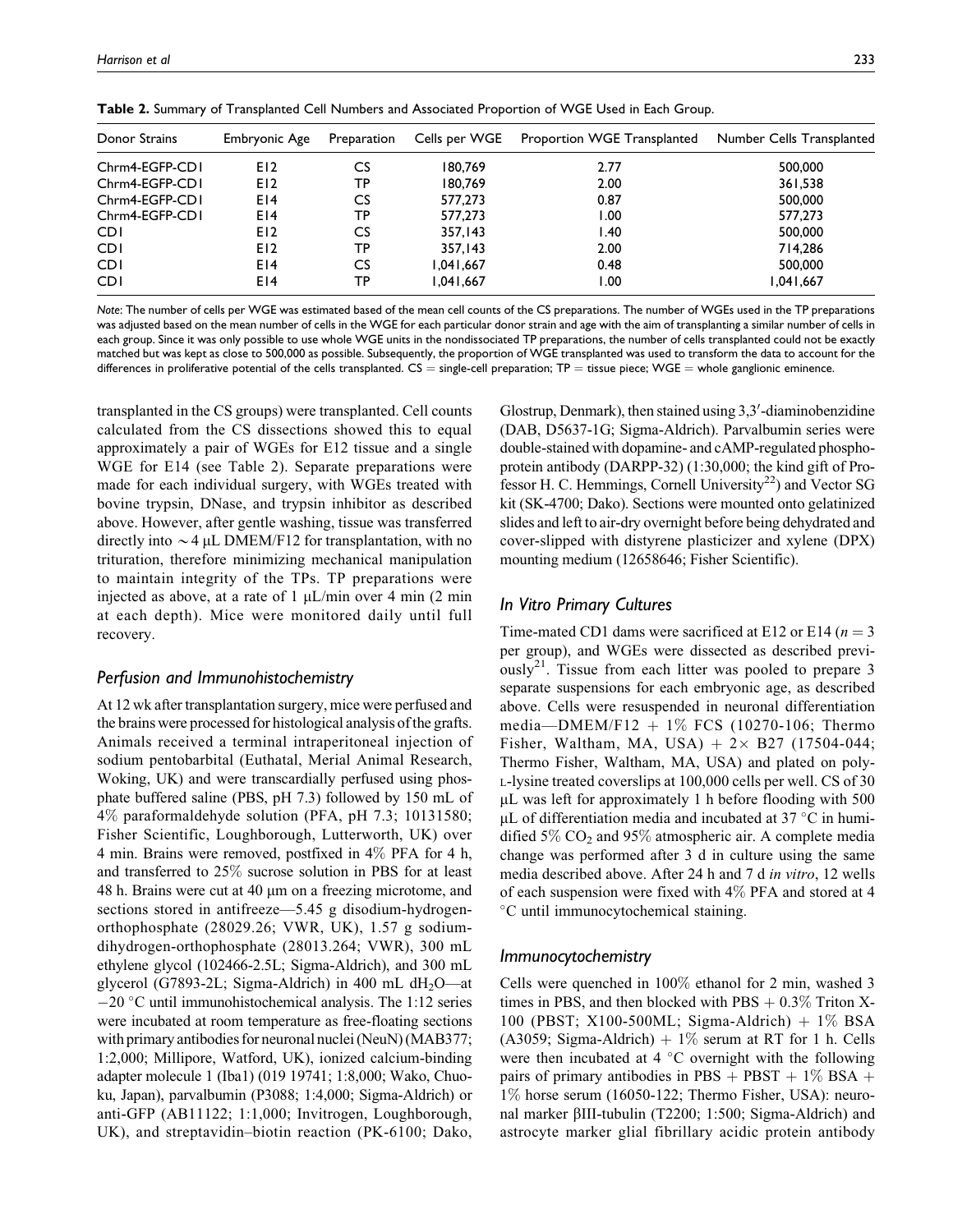**Table 2.** Summary of Transplanted Cell Numbers and Associated Proportion of WGE Used in Each Group.

| Donor Strains | Embryonic Age | Preparation | Cells per WGE | Proportion WGE Transplanted | Number Cells Transplanted |
|---|---|---|---|---|---|
| Chrm4-EGFP-CD1 | E12 | CS | 180,769 | 2.77 | 500,000 |
| Chrm4-EGFP-CD1 | E12 | TP | 180,769 | 2.00 | 361,538 |
| Chrm4-EGFP-CD1 | E14 | CS | 577,273 | 0.87 | 500,000 |
| Chrm4-EGFP-CD1 | E14 | TP | 577,273 | 1.00 | 577,273 |
| CD1 | E12 | CS | 357,143 | 1.40 | 500,000 |
| CD1 | E12 | TP | 357,143 | 2.00 | 714,286 |
| CD1 | E14 | CS | 1,041,667 | 0.48 | 500,000 |
| CD1 | E14 | TP | 1,041,667 | 1.00 | 1,041,667 |

*Note*: The number of cells per WGE was estimated based of the mean cell counts of the CS preparations. The number of WGEs used in the TP preparations was adjusted based on the mean number of cells in the WGE for each particular donor strain and age with the aim of transplanting a similar number of cells in each group. Since it was only possible to use whole WGE units in the nondissociated TP preparations, the number of cells transplanted could not be exactly matched but was kept as close to 500,000 as possible. Subsequently, the proportion of WGE transplanted was used to transform the data to account for the differences in proliferative potential of the cells transplanted. CS = single-cell preparation; TP = tissue piece; WGE = whole ganglionic eminence.

transplanted in the CS groups) were transplanted. Cell counts calculated from the CS dissections showed this to equal approximately a pair of WGEs for E12 tissue and a single WGE for E14 (see Table 2). Separate preparations were made for each individual surgery, with WGEs treated with bovine trypsin, DNase, and trypsin inhibitor as described above. However, after gentle washing, tissue was transferred directly into ~4 μL DMEM/F12 for transplantation, with no trituration, therefore minimizing mechanical manipulation to maintain integrity of the TPs. TP preparations were injected as above, at a rate of 1 μL/min over 4 min (2 min at each depth). Mice were monitored daily until full recovery.

## Perfusion and Immunohistochemistry

At 12 wk after transplantation surgery, mice were perfused and the brains were processed for histological analysis of the grafts. Animals received a terminal intraperitoneal injection of sodium pentobarbital (Euthatal, Merial Animal Research, Woking, UK) and were transcardially perfused using phosphate buffered saline (PBS, pH 7.3) followed by 150 mL of 4% paraformaldehyde solution (PFA, pH 7.3; 10131580; Fisher Scientific, Loughborough, Lutterworth, UK) over 4 min. Brains were removed, postfixed in 4% PFA for 4 h, and transferred to 25% sucrose solution in PBS for at least 48 h. Brains were cut at 40 μm on a freezing microtome, and sections stored in antifreeze—5.45 g disodium-hydrogen-orthophosphate (28029.26; VWR, UK), 1.57 g sodium-dihydrogen-orthophosphate (28013.264; VWR), 300 mL ethylene glycol (102466-2.5L; Sigma-Aldrich), and 300 mL glycerol (G7893-2L; Sigma-Aldrich) in 400 mL $dH_2O$—at −20 °C until immunohistochemical analysis. The 1:12 series were incubated at room temperature as free-floating sections with primary antibodies for neuronal nuclei (NeuN) (MAB377; 1:2,000; Millipore, Watford, UK), ionized calcium-binding adapter molecule 1 (Iba1) (019 19741; 1:8,000; Wako, Chuo-ku, Japan), parvalbumin (P3088; 1:4,000; Sigma-Aldrich) or anti-GFP (AB11122; 1:1,000; Invitrogen, Loughborough, UK), and streptavidin–biotin reaction (PK-6100; Dako, Glostrup, Denmark), then stained using 3,3′-diaminobenzidine (DAB, D5637-1G; Sigma-Aldrich). Parvalbumin series were double-stained with dopamine- and cAMP-regulated phosphoprotein antibody (DARPP-32) (1:30,000; the kind gift of Professor H. C. Hemmings, Cornell University[22]) and Vector SG kit (SK-4700; Dako). Sections were mounted onto gelatinized slides and left to air-dry overnight before being dehydrated and cover-slipped with distyrene plasticizer and xylene (DPX) mounting medium (12658646; Fisher Scientific).

## In Vitro Primary Cultures

Time-mated CD1 dams were sacrificed at E12 or E14 ($n = 3$ per group), and WGEs were dissected as described previously[21]. Tissue from each litter was pooled to prepare 3 separate suspensions for each embryonic age, as described above. Cells were resuspended in neuronal differentiation media—DMEM/F12 + 1% FCS (10270-106; Thermo Fisher, Waltham, MA, USA) + 2× B27 (17504-044; Thermo Fisher, Waltham, MA, USA) and plated on poly-L-lysine treated coverslips at 100,000 cells per well. CS of 30 μL was left for approximately 1 h before flooding with 500 μL of differentiation media and incubated at 37 °C in humidified 5% $CO_2$ and 95% atmospheric air. A complete media change was performed after 3 d in culture using the same media described above. After 24 h and 7 d *in vitro*, 12 wells of each suspension were fixed with 4% PFA and stored at 4 °C until immunocytochemical staining.

## Immunocytochemistry

Cells were quenched in 100% ethanol for 2 min, washed 3 times in PBS, and then blocked with PBS + 0.3% Triton X-100 (PBST; X100-500ML; Sigma-Aldrich) + 1% BSA (A3059; Sigma-Aldrich) + 1% serum at RT for 1 h. Cells were then incubated at 4 °C overnight with the following pairs of primary antibodies in PBS + PBST + 1% BSA + 1% horse serum (16050-122; Thermo Fisher, USA): neuronal marker βIII-tubulin (T2200; 1:500; Sigma-Aldrich) and astrocyte marker glial fibrillary acidic protein antibody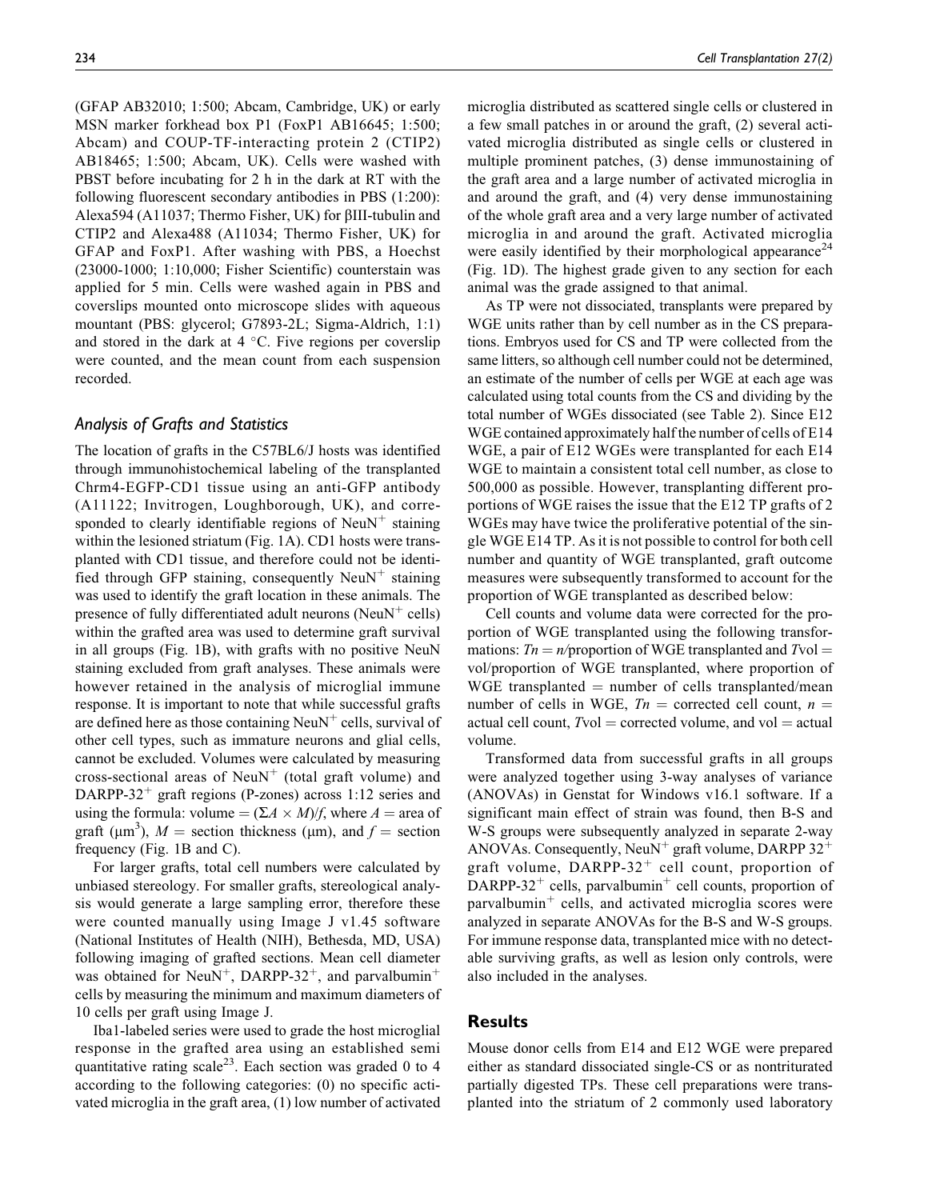(GFAP AB32010; 1:500; Abcam, Cambridge, UK) or early MSN marker forkhead box P1 (FoxP1 AB16645; 1:500; Abcam) and COUP-TF-interacting protein 2 (CTIP2) AB18465; 1:500; Abcam, UK). Cells were washed with PBST before incubating for 2 h in the dark at RT with the following fluorescent secondary antibodies in PBS (1:200): Alexa594 (A11037; Thermo Fisher, UK) for βIII-tubulin and CTIP2 and Alexa488 (A11034; Thermo Fisher, UK) for GFAP and FoxP1. After washing with PBS, a Hoechst (23000-1000; 1:10,000; Fisher Scientific) counterstain was applied for 5 min. Cells were washed again in PBS and coverslips mounted onto microscope slides with aqueous mountant (PBS: glycerol; G7893-2L; Sigma-Aldrich, 1:1) and stored in the dark at 4 °C. Five regions per coverslip were counted, and the mean count from each suspension recorded.

### Analysis of Grafts and Statistics

The location of grafts in the C57BL6/J hosts was identified through immunohistochemical labeling of the transplanted Chrm4-EGFP-CD1 tissue using an anti-GFP antibody (A11122; Invitrogen, Loughborough, UK), and corresponded to clearly identifiable regions of NeuN$^+$ staining within the lesioned striatum (Fig. 1A). CD1 hosts were transplanted with CD1 tissue, and therefore could not be identified through GFP staining, consequently NeuN$^+$ staining was used to identify the graft location in these animals. The presence of fully differentiated adult neurons (NeuN$^+$ cells) within the grafted area was used to determine graft survival in all groups (Fig. 1B), with grafts with no positive NeuN staining excluded from graft analyses. These animals were however retained in the analysis of microglial immune response. It is important to note that while successful grafts are defined here as those containing NeuN$^+$ cells, survival of other cell types, such as immature neurons and glial cells, cannot be excluded. Volumes were calculated by measuring cross-sectional areas of NeuN$^+$ (total graft volume) and DARPP-32$^+$ graft regions (P-zones) across 1:12 series and using the formula: volume = $(\Sigma A \times M)/f$, where $A$ = area of graft (μm$^3$), $M$ = section thickness (μm), and $f$ = section frequency (Fig. 1B and C).

For larger grafts, total cell numbers were calculated by unbiased stereology. For smaller grafts, stereological analysis would generate a large sampling error, therefore these were counted manually using Image J v1.45 software (National Institutes of Health (NIH), Bethesda, MD, USA) following imaging of grafted sections. Mean cell diameter was obtained for NeuN$^+$, DARPP-32$^+$, and parvalbumin$^+$ cells by measuring the minimum and maximum diameters of 10 cells per graft using Image J.

Iba1-labeled series were used to grade the host microglial response in the grafted area using an established semi quantitative rating scale[23]. Each section was graded 0 to 4 according to the following categories: (0) no specific activated microglia in the graft area, (1) low number of activated microglia distributed as scattered single cells or clustered in a few small patches in or around the graft, (2) several activated microglia distributed as single cells or clustered in multiple prominent patches, (3) dense immunostaining of the graft area and a large number of activated microglia in and around the graft, and (4) very dense immunostaining of the whole graft area and a very large number of activated microglia in and around the graft. Activated microglia were easily identified by their morphological appearance[24] (Fig. 1D). The highest grade given to any section for each animal was the grade assigned to that animal.

As TP were not dissociated, transplants were prepared by WGE units rather than by cell number as in the CS preparations. Embryos used for CS and TP were collected from the same litters, so although cell number could not be determined, an estimate of the number of cells per WGE at each age was calculated using total counts from the CS and dividing by the total number of WGEs dissociated (see Table 2). Since E12 WGE contained approximately half the number of cells of E14 WGE, a pair of E12 WGEs were transplanted for each E14 WGE to maintain a consistent total cell number, as close to 500,000 as possible. However, transplanting different proportions of WGE raises the issue that the E12 TP grafts of 2 WGEs may have twice the proliferative potential of the single WGE E14 TP. As it is not possible to control for both cell number and quantity of WGE transplanted, graft outcome measures were subsequently transformed to account for the proportion of WGE transplanted as described below:

Cell counts and volume data were corrected for the proportion of WGE transplanted using the following transformations: $Tn = n$/proportion of WGE transplanted and $T\text{vol}$ = vol/proportion of WGE transplanted, where proportion of WGE transplanted = number of cells transplanted/mean number of cells in WGE, $Tn$ = corrected cell count, $n$ = actual cell count, $T\text{vol}$ = corrected volume, and vol = actual volume.

Transformed data from successful grafts in all groups were analyzed together using 3-way analyses of variance (ANOVAs) in Genstat for Windows v16.1 software. If a significant main effect of strain was found, then B-S and W-S groups were subsequently analyzed in separate 2-way ANOVAs. Consequently, NeuN$^+$ graft volume, DARPP 32$^+$ graft volume, DARPP-32$^+$ cell count, proportion of DARPP-32$^+$ cells, parvalbumin$^+$ cell counts, proportion of parvalbumin$^+$ cells, and activated microglia scores were analyzed in separate ANOVAs for the B-S and W-S groups. For immune response data, transplanted mice with no detectable surviving grafts, as well as lesion only controls, were also included in the analyses.

## Results

Mouse donor cells from E14 and E12 WGE were prepared either as standard dissociated single-CS or as nontriturated partially digested TPs. These cell preparations were transplanted into the striatum of 2 commonly used laboratory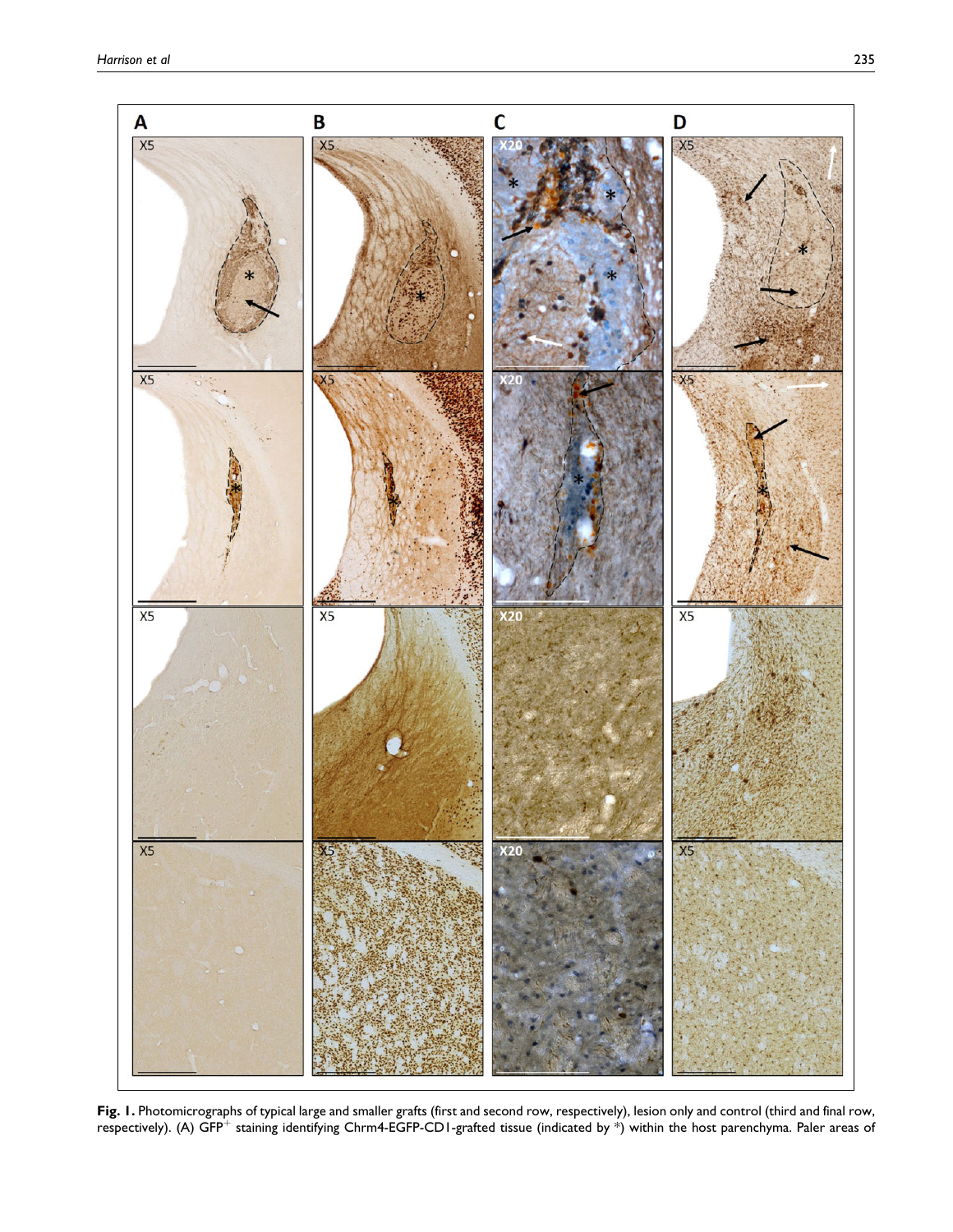**Fig. 1.** Photomicrographs of typical large and smaller grafts (first and second row, respectively), lesion only and control (third and final row, respectively). (A) GFP$^+$ staining identifying Chrm4-EGFP-CD1-grafted tissue (indicated by *) within the host parenchyma. Paler areas of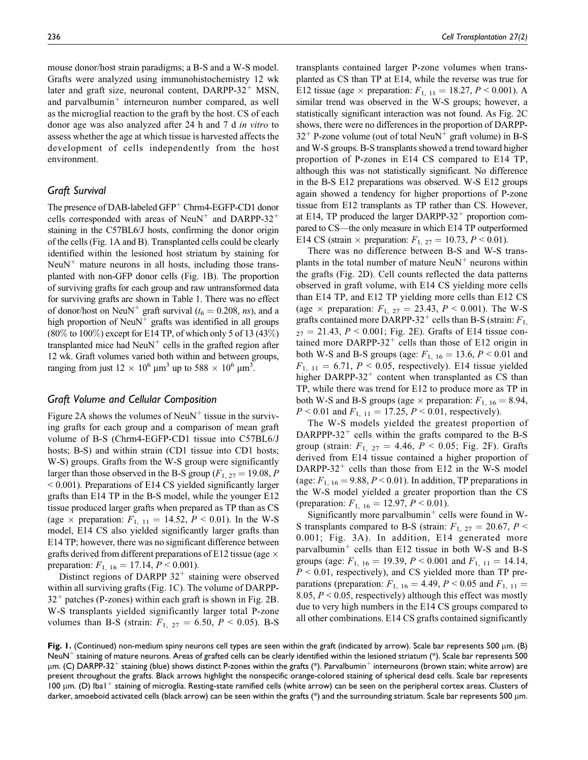mouse donor/host strain paradigms; a B-S and a W-S model. Grafts were analyzed using immunohistochemistry 12 wk later and graft size, neuronal content, DARPP-$32^+$ MSN, and parvalbumin$^+$ interneuron number compared, as well as the microglial reaction to the graft by the host. CS of each donor age was also analyzed after 24 h and 7 d *in vitro* to assess whether the age at which tissue is harvested affects the development of cells independently from the host environment.

### Graft Survival

The presence of DAB-labeled GFP$^+$ Chrm4-EGFP-CD1 donor cells corresponded with areas of NeuN$^+$ and DARPP-$32^+$ staining in the C57BL6/J hosts, confirming the donor origin of the cells (Fig. 1A and B). Transplanted cells could be clearly identified within the lesioned host striatum by staining for NeuN$^+$ mature neurons in all hosts, including those transplanted with non-GFP donor cells (Fig. 1B). The proportion of surviving grafts for each group and raw untransformed data for surviving grafts are shown in Table 1. There was no effect of donor/host on NeuN$^+$ graft survival ($t_6 = 0.208$, *ns*), and a high proportion of NeuN$^+$ grafts was identified in all groups (80% to 100%) except for E14 TP, of which only 5 of 13 (43%) transplanted mice had NeuN$^+$ cells in the grafted region after 12 wk. Graft volumes varied both within and between groups, ranging from just $12 \times 10^6$ µm$^3$ up to $588 \times 10^6$ µm$^3$.

### Graft Volume and Cellular Composition

Figure 2A shows the volumes of NeuN$^+$ tissue in the surviving grafts for each group and a comparison of mean graft volume of B-S (Chrm4-EGFP-CD1 tissue into C57BL6/J hosts; B-S) and within strain (CD1 tissue into CD1 hosts; W-S) groups. Grafts from the W-S group were significantly larger than those observed in the B-S group ($F_{1,\ 27} = 19.08$, $P < 0.001$). Preparations of E14 CS yielded significantly larger grafts than E14 TP in the B-S model, while the younger E12 tissue produced larger grafts when prepared as TP than as CS (age × preparation: $F_{1,\ 11} = 14.52$, $P < 0.01$). In the W-S model, E14 CS also yielded significantly larger grafts than E14 TP; however, there was no significant difference between grafts derived from different preparations of E12 tissue (age × preparation: $F_{1,\ 16} = 17.14$, $P < 0.001$).

Distinct regions of DARPP $32^+$ staining were observed within all surviving grafts (Fig. 1C). The volume of DARPP-$32^+$ patches (P-zones) within each graft is shown in Fig. 2B. W-S transplants yielded significantly larger total P-zone volumes than B-S (strain: $F_{1,\ 27} = 6.50$, $P < 0.05$). B-S transplants contained larger P-zone volumes when transplanted as CS than TP at E14, while the reverse was true for E12 tissue (age × preparation: $F_{1,\ 11} = 18.27$, $P < 0.001$). A similar trend was observed in the W-S groups; however, a statistically significant interaction was not found. As Fig. 2C shows, there were no differences in the proportion of DARPP-$32^+$ P-zone volume (out of total NeuN$^+$ graft volume) in B-S and W-S groups. B-S transplants showed a trend toward higher proportion of P-zones in E14 CS compared to E14 TP, although this was not statistically significant. No difference in the B-S E12 preparations was observed. W-S E12 groups again showed a tendency for higher proportions of P-zone tissue from E12 transplants as TP rather than CS. However, at E14, TP produced the larger DARPP-$32^+$ proportion compared to CS—the only measure in which E14 TP outperformed E14 CS (strain × preparation: $F_{1,\ 27} = 10.73$, $P < 0.01$).

There was no difference between B-S and W-S transplants in the total number of mature NeuN$^+$ neurons within the grafts (Fig. 2D). Cell counts reflected the data patterns observed in graft volume, with E14 CS yielding more cells than E14 TP, and E12 TP yielding more cells than E12 CS (age × preparation: $F_{1,\ 27} = 23.43$, $P < 0.001$). The W-S grafts contained more DARPP-$32^+$ cells than B-S (strain: $F_{1,\ 27} = 21.43$, $P < 0.001$; Fig. 2E). Grafts of E14 tissue contained more DARPP-$32^+$ cells than those of E12 origin in both W-S and B-S groups (age: $F_{1,\ 16} = 13.6$, $P < 0.01$ and $F_{1,\ 11} = 6.71$, $P < 0.05$, respectively). E14 tissue yielded higher DARPP-$32^+$ content when transplanted as CS than TP, while there was trend for E12 to produce more as TP in both W-S and B-S groups (age × preparation: $F_{1,\ 16} = 8.94$, $P < 0.01$ and $F_{1,\ 11} = 17.25$, $P < 0.01$, respectively).

The W-S models yielded the greatest proportion of DARPPP-$32^+$ cells within the grafts compared to the B-S group (strain: $F_{1,\ 27} = 4.46$, $P < 0.05$; Fig. 2F). Grafts derived from E14 tissue contained a higher proportion of DARPP-$32^+$ cells than those from E12 in the W-S model (age: $F_{1,\ 16} = 9.88$, $P < 0.01$). In addition, TP preparations in the W-S model yielded a greater proportion than the CS (preparation: $F_{1,\ 16} = 12.97$, $P < 0.01$).

Significantly more parvalbumin$^+$ cells were found in W-S transplants compared to B-S (strain: $F_{1,\ 27} = 20.67$, $P < 0.001$; Fig. 3A). In addition, E14 generated more parvalbumin$^+$ cells than E12 tissue in both W-S and B-S groups (age: $F_{1,\ 16} = 19.39$, $P < 0.001$ and $F_{1,\ 11} = 14.14$, $P < 0.01$, respectively), and CS yielded more than TP preparations (preparation: $F_{1,\ 16} = 4.49$, $P < 0.05$ and $F_{1,\ 11} = 8.05$, $P < 0.05$, respectively) although this effect was mostly due to very high numbers in the E14 CS groups compared to all other combinations. E14 CS grafts contained significantly

**Fig. 1.** (Continued) non-medium spiny neurons cell types are seen within the graft (indicated by arrow). Scale bar represents 500 µm. (B) NeuN$^+$ staining of mature neurons. Areas of grafted cells can be clearly identified within the lesioned striatum (*). Scale bar represents 500 µm. (C) DARPP-$32^+$ staining (blue) shows distinct P-zones within the grafts (*). Parvalbumin$^+$ interneurons (brown stain; white arrow) are present throughout the grafts. Black arrows highlight the nonspecific orange-colored staining of spherical dead cells. Scale bar represents 100 µm. (D) Iba1$^+$ staining of microglia. Resting-state ramified cells (white arrow) can be seen on the peripheral cortex areas. Clusters of darker, amoeboid activated cells (black arrow) can be seen within the grafts (*) and the surrounding striatum. Scale bar represents 500 µm.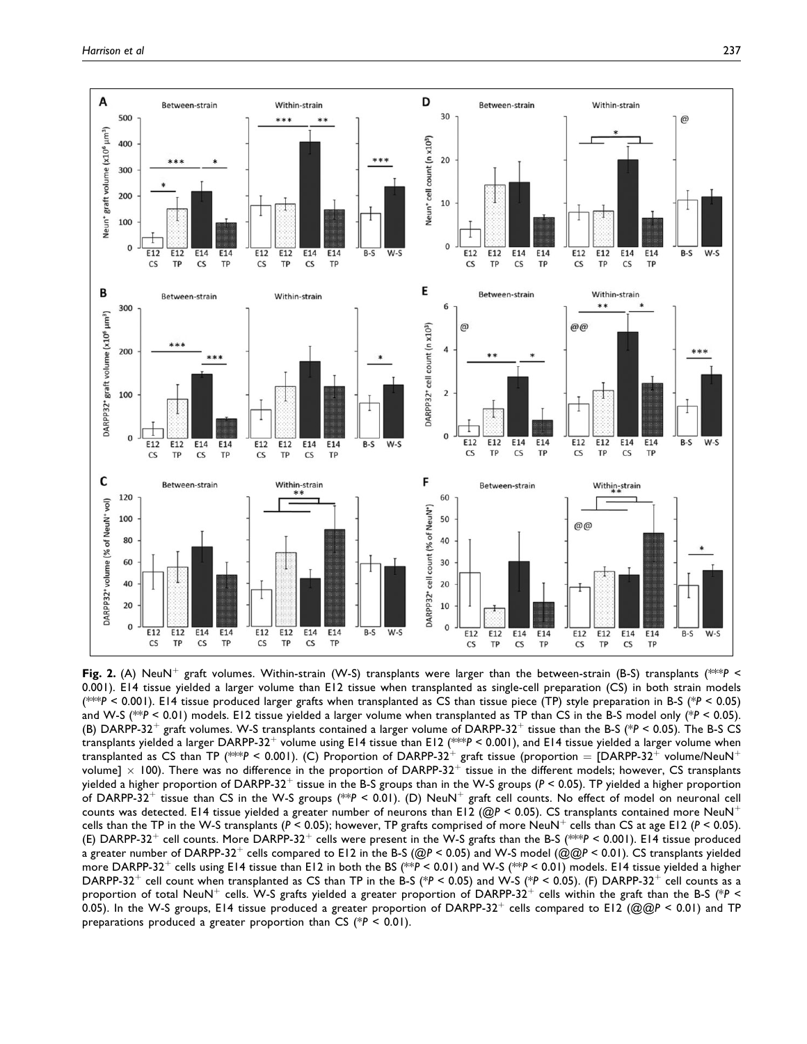**Fig. 2.** (A) NeuN$^+$ graft volumes. Within-strain (W-S) transplants were larger than the between-strain (B-S) transplants (\*\*\*$P < 0.001$). E14 tissue yielded a larger volume than E12 tissue when transplanted as single-cell preparation (CS) in both strain models (\*\*\*$P < 0.001$). E14 tissue produced larger grafts when transplanted as CS than tissue piece (TP) style preparation in B-S (\*$P < 0.05$) and W-S (\*\*$P < 0.01$) models. E12 tissue yielded a larger volume when transplanted as TP than CS in the B-S model only (\*$P < 0.05$). (B) DARPP-32$^+$ graft volumes. W-S transplants contained a larger volume of DARPP-32$^+$ tissue than the B-S (\*$P < 0.05$). The B-S CS transplants yielded a larger DARPP-32$^+$ volume using E14 tissue than E12 (\*\*\*$P < 0.001$), and E14 tissue yielded a larger volume when transplanted as CS than TP (\*\*\*$P < 0.001$). (C) Proportion of DARPP-32$^+$ graft tissue (proportion = [DARPP-32$^+$ volume/NeuN$^+$ volume] $\times$ 100). There was no difference in the proportion of DARPP-32$^+$ tissue in the different models; however, CS transplants yielded a higher proportion of DARPP-32$^+$ tissue in the B-S groups than in the W-S groups ($P < 0.05$). TP yielded a higher proportion of DARPP-32$^+$ tissue than CS in the W-S groups (\*\*$P < 0.01$). (D) NeuN$^+$ graft cell counts. No effect of model on neuronal cell counts was detected. E14 tissue yielded a greater number of neurons than E12 (@$P < 0.05$). CS transplants contained more NeuN$^+$ cells than the TP in the W-S transplants ($P < 0.05$); however, TP grafts comprised of more NeuN$^+$ cells than CS at age E12 ($P < 0.05$). (E) DARPP-32$^+$ cell counts. More DARPP-32$^+$ cells were present in the W-S grafts than the B-S (\*\*\*$P < 0.001$). E14 tissue produced a greater number of DARPP-32$^+$ cells compared to E12 in the B-S (@$P < 0.05$) and W-S model (@@$P < 0.01$). CS transplants yielded more DARPP-32$^+$ cells using E14 tissue than E12 in both the BS (\*\*$P < 0.01$) and W-S (\*\*$P < 0.01$) models. E14 tissue yielded a higher DARPP-32$^+$ cell count when transplanted as CS than TP in the B-S (\*$P < 0.05$) and W-S (\*$P < 0.05$). (F) DARPP-32$^+$ cell counts as a proportion of total NeuN$^+$ cells. W-S grafts yielded a greater proportion of DARPP-32$^+$ cells within the graft than the B-S (\*$P < 0.05$). In the W-S groups, E14 tissue produced a greater proportion of DARPP-32$^+$ cells compared to E12 (@@$P < 0.01$) and TP preparations produced a greater proportion than CS (\*$P < 0.01$).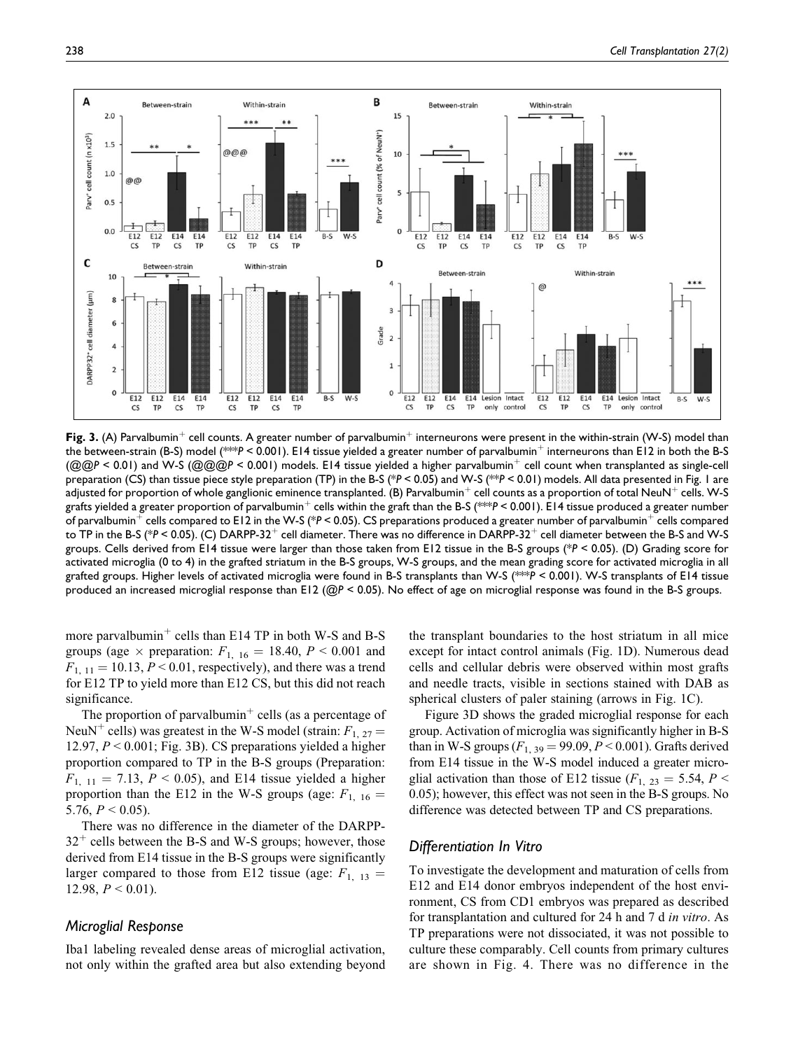**Fig. 3.** (A) Parvalbumin$^+$ cell counts. A greater number of parvalbumin$^+$ interneurons were present in the within-strain (W-S) model than the between-strain (B-S) model (***$P < 0.001$). E14 tissue yielded a greater number of parvalbumin$^+$ interneurons than E12 in both the B-S (@@$P < 0.01$) and W-S (@@@$P < 0.001$) models. E14 tissue yielded a higher parvalbumin$^+$ cell count when transplanted as single-cell preparation (CS) than tissue piece style preparation (TP) in the B-S (*$P < 0.05$) and W-S (**$P < 0.01$) models. All data presented in Fig. 1 are adjusted for proportion of whole ganglionic eminence transplanted. (B) Parvalbumin$^+$ cell counts as a proportion of total NeuN$^+$ cells. W-S grafts yielded a greater proportion of parvalbumin$^+$ cells within the graft than the B-S (***$P < 0.001$). E14 tissue produced a greater number of parvalbumin$^+$ cells compared to E12 in the W-S (*$P < 0.05$). CS preparations produced a greater number of parvalbumin$^+$ cells compared to TP in the B-S (*$P < 0.05$). (C) DARPP-32$^+$ cell diameter. There was no difference in DARPP-32$^+$ cell diameter between the B-S and W-S groups. Cells derived from E14 tissue were larger than those taken from E12 tissue in the B-S groups (*$P < 0.05$). (D) Grading score for activated microglia (0 to 4) in the grafted striatum in the B-S groups, W-S groups, and the mean grading score for activated microglia in all grafted groups. Higher levels of activated microglia were found in B-S transplants than W-S (***$P < 0.001$). W-S transplants of E14 tissue produced an increased microglial response than E12 (@$P < 0.05$). No effect of age on microglial response was found in the B-S groups.

more parvalbumin$^+$ cells than E14 TP in both W-S and B-S groups (age × preparation: $F_{1, 16} = 18.40$, $P < 0.001$ and $F_{1, 11} = 10.13$, $P < 0.01$, respectively), and there was a trend for E12 TP to yield more than E12 CS, but this did not reach significance.

The proportion of parvalbumin$^+$ cells (as a percentage of NeuN$^+$ cells) was greatest in the W-S model (strain: $F_{1, 27} = 12.97$, $P < 0.001$; Fig. 3B). CS preparations yielded a higher proportion compared to TP in the B-S groups (Preparation: $F_{1, 11} = 7.13$, $P < 0.05$), and E14 tissue yielded a higher proportion than the E12 in the W-S groups (age: $F_{1, 16} = 5.76$, $P < 0.05$).

There was no difference in the diameter of the DARPP-32$^+$ cells between the B-S and W-S groups; however, those derived from E14 tissue in the B-S groups were significantly larger compared to those from E12 tissue (age: $F_{1, 13} = 12.98$, $P < 0.01$).

### Microglial Response

Iba1 labeling revealed dense areas of microglial activation, not only within the grafted area but also extending beyond the transplant boundaries to the host striatum in all mice except for intact control animals (Fig. 1D). Numerous dead cells and cellular debris were observed within most grafts and needle tracts, visible in sections stained with DAB as spherical clusters of paler staining (arrows in Fig. 1C).

Figure 3D shows the graded microglial response for each group. Activation of microglia was significantly higher in B-S than in W-S groups ($F_{1, 39} = 99.09$, $P < 0.001$). Grafts derived from E14 tissue in the W-S model induced a greater microglial activation than those of E12 tissue ($F_{1, 23} = 5.54$, $P < 0.05$); however, this effect was not seen in the B-S groups. No difference was detected between TP and CS preparations.

### Differentiation In Vitro

To investigate the development and maturation of cells from E12 and E14 donor embryos independent of the host environment, CS from CD1 embryos was prepared as described for transplantation and cultured for 24 h and 7 d *in vitro*. As TP preparations were not dissociated, it was not possible to culture these comparably. Cell counts from primary cultures are shown in Fig. 4. There was no difference in the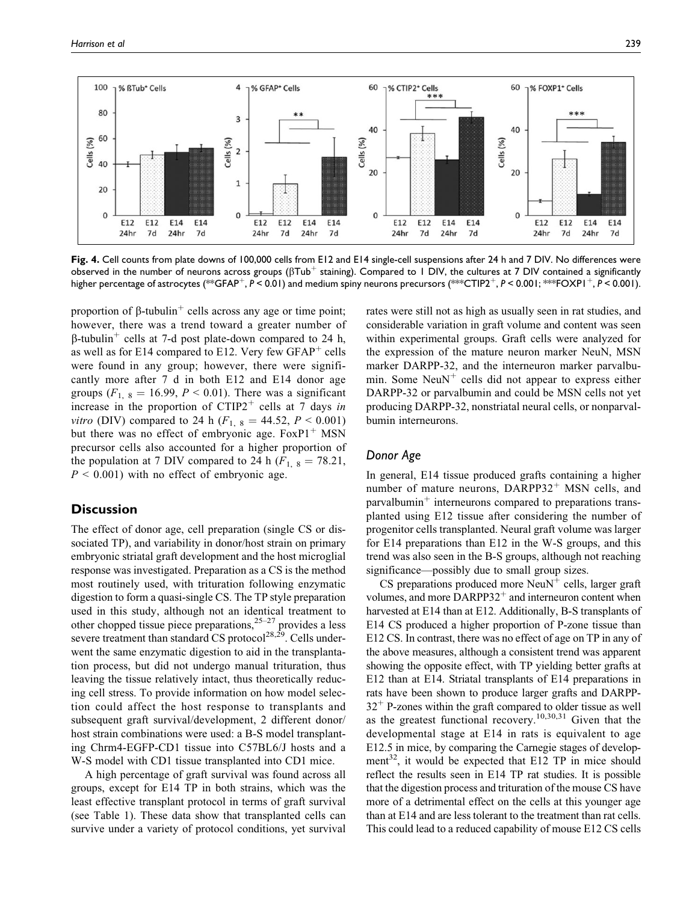Fig. 4. Cell counts from plate downs of 100,000 cells from E12 and E14 single-cell suspensions after 24 h and 7 DIV. No differences were observed in the number of neurons across groups ($\beta$Tub$^+$ staining). Compared to 1 DIV, the cultures at 7 DIV contained a significantly higher percentage of astrocytes (**GFAP$^+$, $P < 0.01$) and medium spiny neurons precursors (***CTIP2$^+$, $P < 0.001$; ***FOXP1$^+$, $P < 0.001$).

proportion of β-tubulin$^+$ cells across any age or time point; however, there was a trend toward a greater number of β-tubulin$^+$ cells at 7-d post plate-down compared to 24 h, as well as for E14 compared to E12. Very few GFAP$^+$ cells were found in any group; however, there were significantly more after 7 d in both E12 and E14 donor age groups ($F_{1,\ 8} = 16.99$, $P < 0.01$). There was a significant increase in the proportion of CTIP2$^+$ cells at 7 days *in vitro* (DIV) compared to 24 h ($F_{1,\ 8} = 44.52$, $P < 0.001$) but there was no effect of embryonic age. FoxP1$^+$ MSN precursor cells also accounted for a higher proportion of the population at 7 DIV compared to 24 h ($F_{1,\ 8} = 78.21$, $P < 0.001$) with no effect of embryonic age.

## Discussion

The effect of donor age, cell preparation (single CS or dissociated TP), and variability in donor/host strain on primary embryonic striatal graft development and the host microglial response was investigated. Preparation as a CS is the method most routinely used, with trituration following enzymatic digestion to form a quasi-single CS. The TP style preparation used in this study, although not an identical treatment to other chopped tissue piece preparations,[25–27] provides a less severe treatment than standard CS protocol[28,29]. Cells underwent the same enzymatic digestion to aid in the transplantation process, but did not undergo manual trituration, thus leaving the tissue relatively intact, thus theoretically reducing cell stress. To provide information on how model selection could affect the host response to transplants and subsequent graft survival/development, 2 different donor/host strain combinations were used: a B-S model transplanting Chrm4-EGFP-CD1 tissue into C57BL6/J hosts and a W-S model with CD1 tissue transplanted into CD1 mice.

A high percentage of graft survival was found across all groups, except for E14 TP in both strains, which was the least effective transplant protocol in terms of graft survival (see Table 1). These data show that transplanted cells can survive under a variety of protocol conditions, yet survival rates were still not as high as usually seen in rat studies, and considerable variation in graft volume and content was seen within experimental groups. Graft cells were analyzed for the expression of the mature neuron marker NeuN, MSN marker DARPP-32, and the interneuron marker parvalbumin. Some NeuN$^+$ cells did not appear to express either DARPP-32 or parvalbumin and could be MSN cells not yet producing DARPP-32, nonstriatal neural cells, or nonparvalbumin interneurons.

### Donor Age

In general, E14 tissue produced grafts containing a higher number of mature neurons, DARPP32$^+$ MSN cells, and parvalbumin$^+$ interneurons compared to preparations transplanted using E12 tissue after considering the number of progenitor cells transplanted. Neural graft volume was larger for E14 preparations than E12 in the W-S groups, and this trend was also seen in the B-S groups, although not reaching significance—possibly due to small group sizes.

CS preparations produced more NeuN$^+$ cells, larger graft volumes, and more DARPP32$^+$ and interneuron content when harvested at E14 than at E12. Additionally, B-S transplants of E14 CS produced a higher proportion of P-zone tissue than E12 CS. In contrast, there was no effect of age on TP in any of the above measures, although a consistent trend was apparent showing the opposite effect, with TP yielding better grafts at E12 than at E14. Striatal transplants of E14 preparations in rats have been shown to produce larger grafts and DARPP-32$^+$ P-zones within the graft compared to older tissue as well as the greatest functional recovery.[10,30,31] Given that the developmental stage at E14 in rats is equivalent to age E12.5 in mice, by comparing the Carnegie stages of development[32], it would be expected that E12 TP in mice should reflect the results seen in E14 TP rat studies. It is possible that the digestion process and trituration of the mouse CS have more of a detrimental effect on the cells at this younger age than at E14 and are less tolerant to the treatment than rat cells. This could lead to a reduced capability of mouse E12 CS cells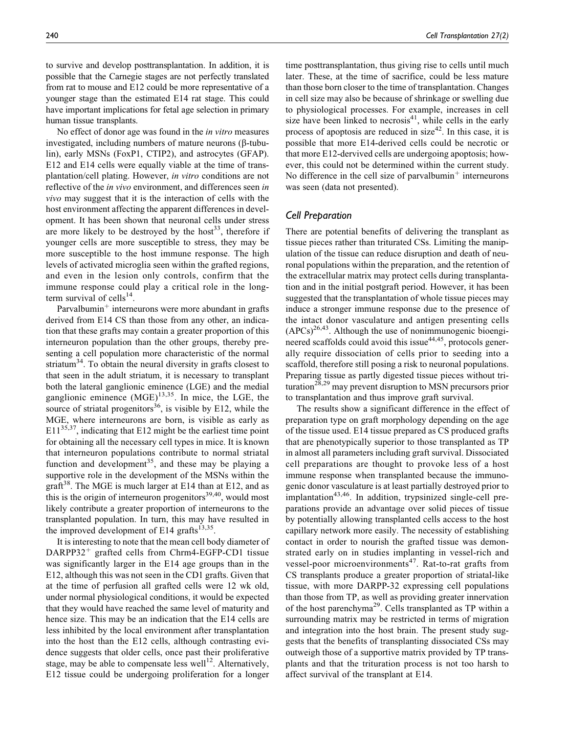to survive and develop posttransplantation. In addition, it is possible that the Carnegie stages are not perfectly translated from rat to mouse and E12 could be more representative of a younger stage than the estimated E14 rat stage. This could have important implications for fetal age selection in primary human tissue transplants.

No effect of donor age was found in the *in vitro* measures investigated, including numbers of mature neurons (β-tubulin), early MSNs (FoxP1, CTIP2), and astrocytes (GFAP). E12 and E14 cells were equally viable at the time of transplantation/cell plating. However, *in vitro* conditions are not reflective of the *in vivo* environment, and differences seen *in vivo* may suggest that it is the interaction of cells with the host environment affecting the apparent differences in development. It has been shown that neuronal cells under stress are more likely to be destroyed by the host[33], therefore if younger cells are more susceptible to stress, they may be more susceptible to the host immune response. The high levels of activated microglia seen within the grafted regions, and even in the lesion only controls, confirm that the immune response could play a critical role in the long-term survival of cells[14].

Parvalbumin$^+$ interneurons were more abundant in grafts derived from E14 CS than those from any other, an indication that these grafts may contain a greater proportion of this interneuron population than the other groups, thereby presenting a cell population more characteristic of the normal striatum[34]. To obtain the neural diversity in grafts closest to that seen in the adult striatum, it is necessary to transplant both the lateral ganglionic eminence (LGE) and the medial ganglionic eminence (MGE)[13,35]. In mice, the LGE, the source of striatal progenitors[36], is visible by E12, while the MGE, where interneurons are born, is visible as early as E11[35,37], indicating that E12 might be the earliest time point for obtaining all the necessary cell types in mice. It is known that interneuron populations contribute to normal striatal function and development[35], and these may be playing a supportive role in the development of the MSNs within the graft[38]. The MGE is much larger at E14 than at E12, and as this is the origin of interneuron progenitors[39,40], would most likely contribute a greater proportion of interneurons to the transplanted population. In turn, this may have resulted in the improved development of E14 grafts[13,35].

It is interesting to note that the mean cell body diameter of DARPP32$^+$ grafted cells from Chrm4-EGFP-CD1 tissue was significantly larger in the E14 age groups than in the E12, although this was not seen in the CD1 grafts. Given that at the time of perfusion all grafted cells were 12 wk old, under normal physiological conditions, it would be expected that they would have reached the same level of maturity and hence size. This may be an indication that the E14 cells are less inhibited by the local environment after transplantation into the host than the E12 cells, although contrasting evidence suggests that older cells, once past their proliferative stage, may be able to compensate less well[12]. Alternatively, E12 tissue could be undergoing proliferation for a longer time posttransplantation, thus giving rise to cells until much later. These, at the time of sacrifice, could be less mature than those born closer to the time of transplantation. Changes in cell size may also be because of shrinkage or swelling due to physiological processes. For example, increases in cell size have been linked to necrosis[41], while cells in the early process of apoptosis are reduced in size[42]. In this case, it is possible that more E14-derived cells could be necrotic or that more E12-dervived cells are undergoing apoptosis; however, this could not be determined within the current study. No difference in the cell size of parvalbumin$^+$ interneurons was seen (data not presented).

## Cell Preparation

There are potential benefits of delivering the transplant as tissue pieces rather than triturated CSs. Limiting the manipulation of the tissue can reduce disruption and death of neuronal populations within the preparation, and the retention of the extracellular matrix may protect cells during transplantation and in the initial postgraft period. However, it has been suggested that the transplantation of whole tissue pieces may induce a stronger immune response due to the presence of the intact donor vasculature and antigen presenting cells (APCs)[26,43]. Although the use of nonimmunogenic bioengineered scaffolds could avoid this issue[44,45], protocols generally require dissociation of cells prior to seeding into a scaffold, therefore still posing a risk to neuronal populations. Preparing tissue as partly digested tissue pieces without trituration[28,29] may prevent disruption to MSN precursors prior to transplantation and thus improve graft survival.

The results show a significant difference in the effect of preparation type on graft morphology depending on the age of the tissue used. E14 tissue prepared as CS produced grafts that are phenotypically superior to those transplanted as TP in almost all parameters including graft survival. Dissociated cell preparations are thought to provoke less of a host immune response when transplanted because the immunogenic donor vasculature is at least partially destroyed prior to implantation[43,46]. In addition, trypsinized single-cell preparations provide an advantage over solid pieces of tissue by potentially allowing transplanted cells access to the host capillary network more easily. The necessity of establishing contact in order to nourish the grafted tissue was demonstrated early on in studies implanting in vessel-rich and vessel-poor microenvironments[47]. Rat-to-rat grafts from CS transplants produce a greater proportion of striatal-like tissue, with more DARPP-32 expressing cell populations than those from TP, as well as providing greater innervation of the host parenchyma[29]. Cells transplanted as TP within a surrounding matrix may be restricted in terms of migration and integration into the host brain. The present study suggests that the benefits of transplanting dissociated CSs may outweigh those of a supportive matrix provided by TP transplants and that the trituration process is not too harsh to affect survival of the transplant at E14.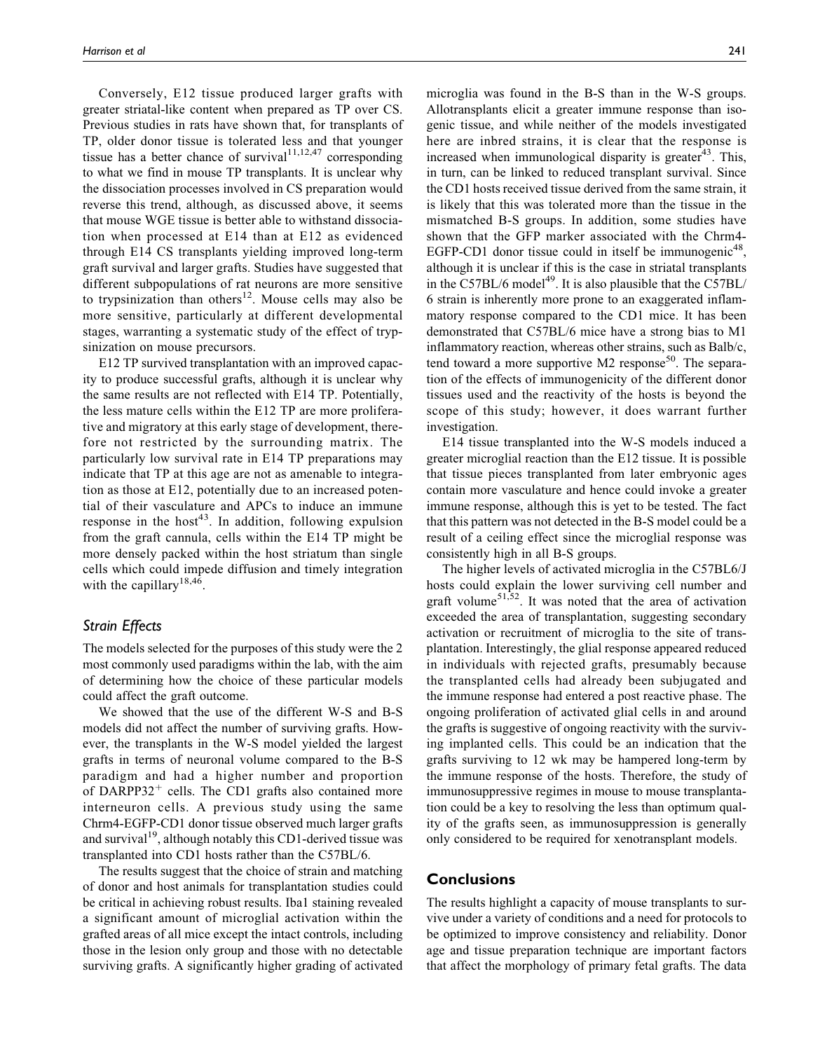Conversely, E12 tissue produced larger grafts with greater striatal-like content when prepared as TP over CS. Previous studies in rats have shown that, for transplants of TP, older donor tissue is tolerated less and that younger tissue has a better chance of survival[11,12,47] corresponding to what we find in mouse TP transplants. It is unclear why the dissociation processes involved in CS preparation would reverse this trend, although, as discussed above, it seems that mouse WGE tissue is better able to withstand dissociation when processed at E14 than at E12 as evidenced through E14 CS transplants yielding improved long-term graft survival and larger grafts. Studies have suggested that different subpopulations of rat neurons are more sensitive to trypsinization than others[12]. Mouse cells may also be more sensitive, particularly at different developmental stages, warranting a systematic study of the effect of trypsinization on mouse precursors.

E12 TP survived transplantation with an improved capacity to produce successful grafts, although it is unclear why the same results are not reflected with E14 TP. Potentially, the less mature cells within the E12 TP are more proliferative and migratory at this early stage of development, therefore not restricted by the surrounding matrix. The particularly low survival rate in E14 TP preparations may indicate that TP at this age are not as amenable to integration as those at E12, potentially due to an increased potential of their vasculature and APCs to induce an immune response in the host[43]. In addition, following expulsion from the graft cannula, cells within the E14 TP might be more densely packed within the host striatum than single cells which could impede diffusion and timely integration with the capillary[18,46].

## Strain Effects

The models selected for the purposes of this study were the 2 most commonly used paradigms within the lab, with the aim of determining how the choice of these particular models could affect the graft outcome.

We showed that the use of the different W-S and B-S models did not affect the number of surviving grafts. However, the transplants in the W-S model yielded the largest grafts in terms of neuronal volume compared to the B-S paradigm and had a higher number and proportion of DARPP32$^+$ cells. The CD1 grafts also contained more interneuron cells. A previous study using the same Chrm4-EGFP-CD1 donor tissue observed much larger grafts and survival[19], although notably this CD1-derived tissue was transplanted into CD1 hosts rather than the C57BL/6.

The results suggest that the choice of strain and matching of donor and host animals for transplantation studies could be critical in achieving robust results. Iba1 staining revealed a significant amount of microglial activation within the grafted areas of all mice except the intact controls, including those in the lesion only group and those with no detectable surviving grafts. A significantly higher grading of activated microglia was found in the B-S than in the W-S groups. Allotransplants elicit a greater immune response than isogenic tissue, and while neither of the models investigated here are inbred strains, it is clear that the response is increased when immunological disparity is greater[43]. This, in turn, can be linked to reduced transplant survival. Since the CD1 hosts received tissue derived from the same strain, it is likely that this was tolerated more than the tissue in the mismatched B-S groups. In addition, some studies have shown that the GFP marker associated with the Chrm4-EGFP-CD1 donor tissue could in itself be immunogenic[48], although it is unclear if this is the case in striatal transplants in the C57BL/6 model[49]. It is also plausible that the C57BL/6 strain is inherently more prone to an exaggerated inflammatory response compared to the CD1 mice. It has been demonstrated that C57BL/6 mice have a strong bias to M1 inflammatory reaction, whereas other strains, such as Balb/c, tend toward a more supportive M2 response[50]. The separation of the effects of immunogenicity of the different donor tissues used and the reactivity of the hosts is beyond the scope of this study; however, it does warrant further investigation.

E14 tissue transplanted into the W-S models induced a greater microglial reaction than the E12 tissue. It is possible that tissue pieces transplanted from later embryonic ages contain more vasculature and hence could invoke a greater immune response, although this is yet to be tested. The fact that this pattern was not detected in the B-S model could be a result of a ceiling effect since the microglial response was consistently high in all B-S groups.

The higher levels of activated microglia in the C57BL6/J hosts could explain the lower surviving cell number and graft volume[51,52]. It was noted that the area of activation exceeded the area of transplantation, suggesting secondary activation or recruitment of microglia to the site of transplantation. Interestingly, the glial response appeared reduced in individuals with rejected grafts, presumably because the transplanted cells had already been subjugated and the immune response had entered a post reactive phase. The ongoing proliferation of activated glial cells in and around the grafts is suggestive of ongoing reactivity with the surviving implanted cells. This could be an indication that the grafts surviving to 12 wk may be hampered long-term by the immune response of the hosts. Therefore, the study of immunosuppressive regimes in mouse to mouse transplantation could be a key to resolving the less than optimum quality of the grafts seen, as immunosuppression is generally only considered to be required for xenotransplant models.

## Conclusions

The results highlight a capacity of mouse transplants to survive under a variety of conditions and a need for protocols to be optimized to improve consistency and reliability. Donor age and tissue preparation technique are important factors that affect the morphology of primary fetal grafts. The data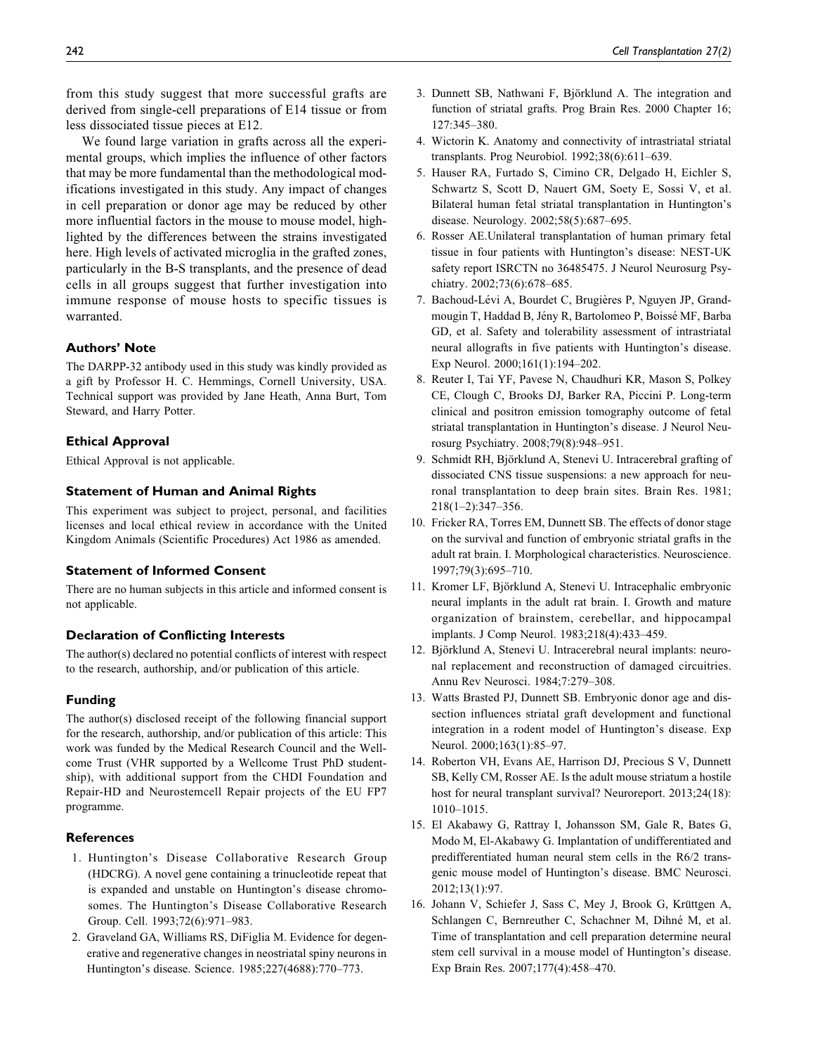from this study suggest that more successful grafts are derived from single-cell preparations of E14 tissue or from less dissociated tissue pieces at E12.

We found large variation in grafts across all the experimental groups, which implies the influence of other factors that may be more fundamental than the methodological modifications investigated in this study. Any impact of changes in cell preparation or donor age may be reduced by other more influential factors in the mouse to mouse model, highlighted by the differences between the strains investigated here. High levels of activated microglia in the grafted zones, particularly in the B-S transplants, and the presence of dead cells in all groups suggest that further investigation into immune response of mouse hosts to specific tissues is warranted.

## Authors' Note

The DARPP-32 antibody used in this study was kindly provided as a gift by Professor H. C. Hemmings, Cornell University, USA. Technical support was provided by Jane Heath, Anna Burt, Tom Steward, and Harry Potter.

## Ethical Approval

Ethical Approval is not applicable.

## Statement of Human and Animal Rights

This experiment was subject to project, personal, and facilities licenses and local ethical review in accordance with the United Kingdom Animals (Scientific Procedures) Act 1986 as amended.

## Statement of Informed Consent

There are no human subjects in this article and informed consent is not applicable.

## Declaration of Conflicting Interests

The author(s) declared no potential conflicts of interest with respect to the research, authorship, and/or publication of this article.

## Funding

The author(s) disclosed receipt of the following financial support for the research, authorship, and/or publication of this article: This work was funded by the Medical Research Council and the Wellcome Trust (VHR supported by a Wellcome Trust PhD studentship), with additional support from the CHDI Foundation and Repair-HD and Neurostemcell Repair projects of the EU FP7 programme.

## References

1. Huntington's Disease Collaborative Research Group (HDCRG). A novel gene containing a trinucleotide repeat that is expanded and unstable on Huntington's disease chromosomes. The Huntington's Disease Collaborative Research Group. Cell. 1993;72(6):971–983.
2. Graveland GA, Williams RS, DiFiglia M. Evidence for degenerative and regenerative changes in neostriatal spiny neurons in Huntington's disease. Science. 1985;227(4688):770–773.
3. Dunnett SB, Nathwani F, Björklund A. The integration and function of striatal grafts. Prog Brain Res. 2000 Chapter 16; 127:345–380.
4. Wictorin K. Anatomy and connectivity of intrastriatal striatal transplants. Prog Neurobiol. 1992;38(6):611–639.
5. Hauser RA, Furtado S, Cimino CR, Delgado H, Eichler S, Schwartz S, Scott D, Nauert GM, Soety E, Sossi V, et al. Bilateral human fetal striatal transplantation in Huntington's disease. Neurology. 2002;58(5):687–695.
6. Rosser AE.Unilateral transplantation of human primary fetal tissue in four patients with Huntington's disease: NEST-UK safety report ISRCTN no 36485475. J Neurol Neurosurg Psychiatry. 2002;73(6):678–685.
7. Bachoud-Lévi A, Bourdet C, Brugières P, Nguyen JP, Grandmougin T, Haddad B, Jény R, Bartolomeo P, Boissé MF, Barba GD, et al. Safety and tolerability assessment of intrastriatal neural allografts in five patients with Huntington's disease. Exp Neurol. 2000;161(1):194–202.
8. Reuter I, Tai YF, Pavese N, Chaudhuri KR, Mason S, Polkey CE, Clough C, Brooks DJ, Barker RA, Piccini P. Long-term clinical and positron emission tomography outcome of fetal striatal transplantation in Huntington's disease. J Neurol Neurosurg Psychiatry. 2008;79(8):948–951.
9. Schmidt RH, Björklund A, Stenevi U. Intracerebral grafting of dissociated CNS tissue suspensions: a new approach for neuronal transplantation to deep brain sites. Brain Res. 1981; 218(1–2):347–356.
10. Fricker RA, Torres EM, Dunnett SB. The effects of donor stage on the survival and function of embryonic striatal grafts in the adult rat brain. I. Morphological characteristics. Neuroscience. 1997;79(3):695–710.
11. Kromer LF, Björklund A, Stenevi U. Intracephalic embryonic neural implants in the adult rat brain. I. Growth and mature organization of brainstem, cerebellar, and hippocampal implants. J Comp Neurol. 1983;218(4):433–459.
12. Björklund A, Stenevi U. Intracerebral neural implants: neuronal replacement and reconstruction of damaged circuitries. Annu Rev Neurosci. 1984;7:279–308.
13. Watts Brasted PJ, Dunnett SB. Embryonic donor age and dissection influences striatal graft development and functional integration in a rodent model of Huntington's disease. Exp Neurol. 2000;163(1):85–97.
14. Roberton VH, Evans AE, Harrison DJ, Precious S V, Dunnett SB, Kelly CM, Rosser AE. Is the adult mouse striatum a hostile host for neural transplant survival? Neuroreport. 2013;24(18): 1010–1015.
15. El Akabawy G, Rattray I, Johansson SM, Gale R, Bates G, Modo M, El-Akabawy G. Implantation of undifferentiated and predifferentiated human neural stem cells in the R6/2 transgenic mouse model of Huntington's disease. BMC Neurosci. 2012;13(1):97.
16. Johann V, Schiefer J, Sass C, Mey J, Brook G, Krüttgen A, Schlangen C, Bernreuther C, Schachner M, Dihné M, et al. Time of transplantation and cell preparation determine neural stem cell survival in a mouse model of Huntington's disease. Exp Brain Res. 2007;177(4):458–470.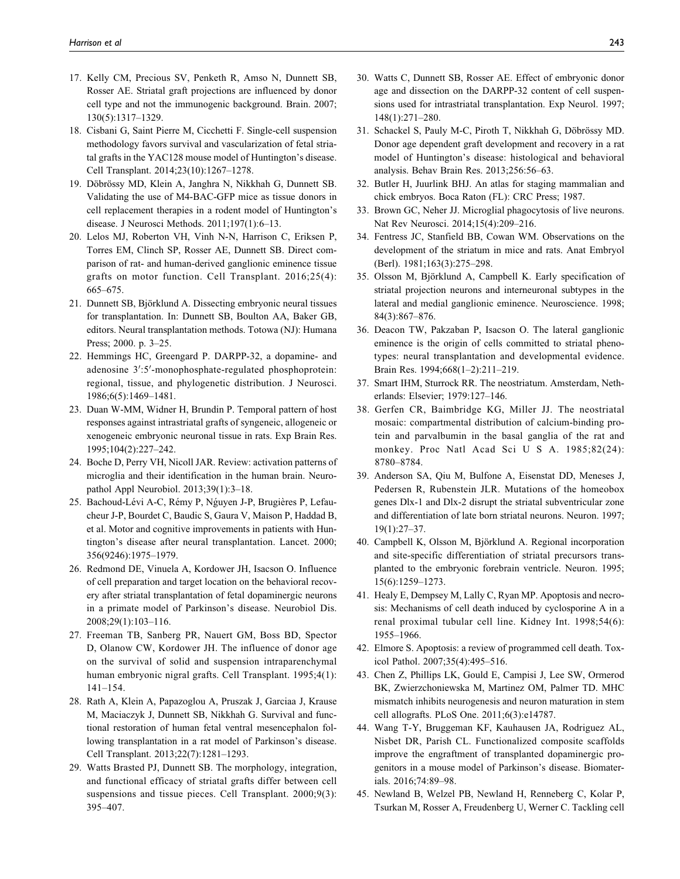17. Kelly CM, Precious SV, Penketh R, Amso N, Dunnett SB, Rosser AE. Striatal graft projections are influenced by donor cell type and not the immunogenic background. Brain. 2007; 130(5):1317–1329.
18. Cisbani G, Saint Pierre M, Cicchetti F. Single-cell suspension methodology favors survival and vascularization of fetal striatal grafts in the YAC128 mouse model of Huntington's disease. Cell Transplant. 2014;23(10):1267–1278.
19. Döbrössy MD, Klein A, Janghra N, Nikkhah G, Dunnett SB. Validating the use of M4-BAC-GFP mice as tissue donors in cell replacement therapies in a rodent model of Huntington's disease. J Neurosci Methods. 2011;197(1):6–13.
20. Lelos MJ, Roberton VH, Vinh N-N, Harrison C, Eriksen P, Torres EM, Clinch SP, Rosser AE, Dunnett SB. Direct comparison of rat- and human-derived ganglionic eminence tissue grafts on motor function. Cell Transplant. 2016;25(4): 665–675.
21. Dunnett SB, Björklund A. Dissecting embryonic neural tissues for transplantation. In: Dunnett SB, Boulton AA, Baker GB, editors. Neural transplantation methods. Totowa (NJ): Humana Press; 2000. p. 3–25.
22. Hemmings HC, Greengard P. DARPP-32, a dopamine- and adenosine 3′:5′-monophosphate-regulated phosphoprotein: regional, tissue, and phylogenetic distribution. J Neurosci. 1986;6(5):1469–1481.
23. Duan W-MM, Widner H, Brundin P. Temporal pattern of host responses against intrastriatal grafts of syngeneic, allogeneic or xenogeneic embryonic neuronal tissue in rats. Exp Brain Res. 1995;104(2):227–242.
24. Boche D, Perry VH, Nicoll JAR. Review: activation patterns of microglia and their identification in the human brain. Neuropathol Appl Neurobiol. 2013;39(1):3–18.
25. Bachoud-Lévi A-C, Rémy P, Nǵuyen J-P, Brugières P, Lefaucheur J-P, Bourdet C, Baudic S, Gaura V, Maison P, Haddad B, et al. Motor and cognitive improvements in patients with Huntington's disease after neural transplantation. Lancet. 2000; 356(9246):1975–1979.
26. Redmond DE, Vinuela A, Kordower JH, Isacson O. Influence of cell preparation and target location on the behavioral recovery after striatal transplantation of fetal dopaminergic neurons in a primate model of Parkinson's disease. Neurobiol Dis. 2008;29(1):103–116.
27. Freeman TB, Sanberg PR, Nauert GM, Boss BD, Spector D, Olanow CW, Kordower JH. The influence of donor age on the survival of solid and suspension intraparenchymal human embryonic nigral grafts. Cell Transplant. 1995;4(1): 141–154.
28. Rath A, Klein A, Papazoglou A, Pruszak J, Garciaa J, Krause M, Maciaczyk J, Dunnett SB, Nikkhah G. Survival and functional restoration of human fetal ventral mesencephalon following transplantation in a rat model of Parkinson's disease. Cell Transplant. 2013;22(7):1281–1293.
29. Watts Brasted PJ, Dunnett SB. The morphology, integration, and functional efficacy of striatal grafts differ between cell suspensions and tissue pieces. Cell Transplant. 2000;9(3): 395–407.
30. Watts C, Dunnett SB, Rosser AE. Effect of embryonic donor age and dissection on the DARPP-32 content of cell suspensions used for intrastriatal transplantation. Exp Neurol. 1997; 148(1):271–280.
31. Schackel S, Pauly M-C, Piroth T, Nikkhah G, Döbrössy MD. Donor age dependent graft development and recovery in a rat model of Huntington's disease: histological and behavioral analysis. Behav Brain Res. 2013;256:56–63.
32. Butler H, Juurlink BHJ. An atlas for staging mammalian and chick embryos. Boca Raton (FL): CRC Press; 1987.
33. Brown GC, Neher JJ. Microglial phagocytosis of live neurons. Nat Rev Neurosci. 2014;15(4):209–216.
34. Fentress JC, Stanfield BB, Cowan WM. Observations on the development of the striatum in mice and rats. Anat Embryol (Berl). 1981;163(3):275–298.
35. Olsson M, Björklund A, Campbell K. Early specification of striatal projection neurons and interneuronal subtypes in the lateral and medial ganglionic eminence. Neuroscience. 1998; 84(3):867–876.
36. Deacon TW, Pakzaban P, Isacson O. The lateral ganglionic eminence is the origin of cells committed to striatal phenotypes: neural transplantation and developmental evidence. Brain Res. 1994;668(1–2):211–219.
37. Smart IHM, Sturrock RR. The neostriatum. Amsterdam, Netherlands: Elsevier; 1979:127–146.
38. Gerfen CR, Baimbridge KG, Miller JJ. The neostriatal mosaic: compartmental distribution of calcium-binding protein and parvalbumin in the basal ganglia of the rat and monkey. Proc Natl Acad Sci U S A. 1985;82(24): 8780–8784.
39. Anderson SA, Qiu M, Bulfone A, Eisenstat DD, Meneses J, Pedersen R, Rubenstein JLR. Mutations of the homeobox genes Dlx-1 and Dlx-2 disrupt the striatal subventricular zone and differentiation of late born striatal neurons. Neuron. 1997; 19(1):27–37.
40. Campbell K, Olsson M, Björklund A. Regional incorporation and site-specific differentiation of striatal precursors transplanted to the embryonic forebrain ventricle. Neuron. 1995; 15(6):1259–1273.
41. Healy E, Dempsey M, Lally C, Ryan MP. Apoptosis and necrosis: Mechanisms of cell death induced by cyclosporine A in a renal proximal tubular cell line. Kidney Int. 1998;54(6): 1955–1966.
42. Elmore S. Apoptosis: a review of programmed cell death. Toxicol Pathol. 2007;35(4):495–516.
43. Chen Z, Phillips LK, Gould E, Campisi J, Lee SW, Ormerod BK, Zwierzchoniewska M, Martinez OM, Palmer TD. MHC mismatch inhibits neurogenesis and neuron maturation in stem cell allografts. PLoS One. 2011;6(3):e14787.
44. Wang T-Y, Bruggeman KF, Kauhausen JA, Rodriguez AL, Nisbet DR, Parish CL. Functionalized composite scaffolds improve the engraftment of transplanted dopaminergic progenitors in a mouse model of Parkinson's disease. Biomaterials. 2016;74:89–98.
45. Newland B, Welzel PB, Newland H, Renneberg C, Kolar P, Tsurkan M, Rosser A, Freudenberg U, Werner C. Tackling cell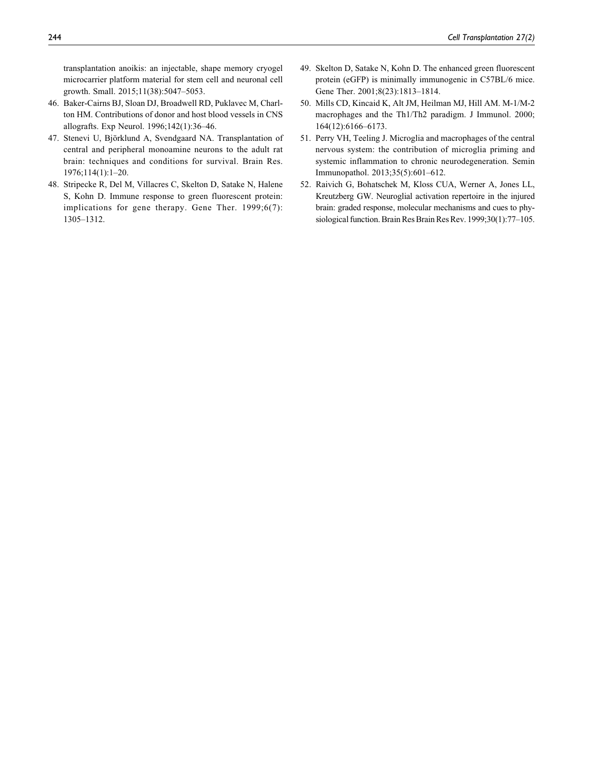transplantation anoikis: an injectable, shape memory cryogel microcarrier platform material for stem cell and neuronal cell growth. Small. 2015;11(38):5047–5053.

46. Baker-Cairns BJ, Sloan DJ, Broadwell RD, Puklavec M, Charlton HM. Contributions of donor and host blood vessels in CNS allografts. Exp Neurol. 1996;142(1):36–46.
47. Stenevi U, Björklund A, Svendgaard NA. Transplantation of central and peripheral monoamine neurons to the adult rat brain: techniques and conditions for survival. Brain Res. 1976;114(1):1–20.
48. Stripecke R, Del M, Villacres C, Skelton D, Satake N, Halene S, Kohn D. Immune response to green fluorescent protein: implications for gene therapy. Gene Ther. 1999;6(7): 1305–1312.
49. Skelton D, Satake N, Kohn D. The enhanced green fluorescent protein (eGFP) is minimally immunogenic in C57BL/6 mice. Gene Ther. 2001;8(23):1813–1814.
50. Mills CD, Kincaid K, Alt JM, Heilman MJ, Hill AM. M-1/M-2 macrophages and the Th1/Th2 paradigm. J Immunol. 2000; 164(12):6166–6173.
51. Perry VH, Teeling J. Microglia and macrophages of the central nervous system: the contribution of microglia priming and systemic inflammation to chronic neurodegeneration. Semin Immunopathol. 2013;35(5):601–612.
52. Raivich G, Bohatschek M, Kloss CUA, Werner A, Jones LL, Kreutzberg GW. Neuroglial activation repertoire in the injured brain: graded response, molecular mechanisms and cues to physiological function. Brain Res Brain Res Rev. 1999;30(1):77–105.